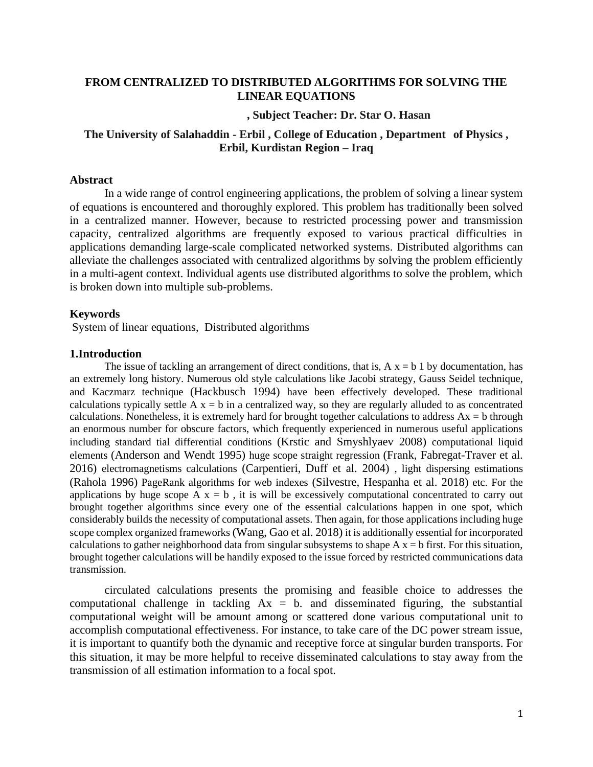**FROM CENTRALIZED TO DISTRIBUTED ALGORITHMS FOR SOLVING THE LINEAR EQUATIONS**

**, Subject Teacher: Dr. Star O. Hasan**

**The University of Salahaddin - Erbil , College of Education , Department of Physics , Erbil, Kurdistan Region – Iraq**

## Abstract

In a wide range of control engineering applications, the problem of solving a linear system of equations is encountered and thoroughly explored. This problem has traditionally been solved in a centralized manner. However, because to restricted processing power and transmission capacity, centralized algorithms are frequently exposed to various practical difficulties in applications demanding large-scale complicated networked systems. Distributed algorithms can alleviate the challenges associated with centralized algorithms by solving the problem efficiently in a multi-agent context. Individual agents use distributed algorithms to solve the problem, which is broken down into multiple sub-problems.

## Keywords

System of linear equations, Distributed algorithms

## 1.Introduction

The issue of tackling an arrangement of direct conditions, that is, $A\,x = b$ 1 by documentation, has an extremely long history. Numerous old style calculations like Jacobi strategy, Gauss Seidel technique, and Kaczmarz technique (Hackbusch 1994) have been effectively developed. These traditional calculations typically settle $A\,x = b$ in a centralized way, so they are regularly alluded to as concentrated calculations. Nonetheless, it is extremely hard for brought together calculations to address $Ax = b$ through an enormous number for obscure factors, which frequently experienced in numerous useful applications including standard tial differential conditions (Krstic and Smyshlyaev 2008) computational liquid elements (Anderson and Wendt 1995) huge scope straight regression (Frank, Fabregat-Traver et al. 2016) electromagnetisms calculations (Carpentieri, Duff et al. 2004) , light dispersing estimations (Rahola 1996) PageRank algorithms for web indexes (Silvestre, Hespanha et al. 2018) etc. For the applications by huge scope $A\,x = b$ , it is will be excessively computational concentrated to carry out brought together algorithms since every one of the essential calculations happen in one spot, which considerably builds the necessity of computational assets. Then again, for those applications including huge scope complex organized frameworks (Wang, Gao et al. 2018) it is additionally essential for incorporated calculations to gather neighborhood data from singular subsystems to shape $A\,x = b$ first. For this situation, brought together calculations will be handily exposed to the issue forced by restricted communications data transmission.

circulated calculations presents the promising and feasible choice to addresses the computational challenge in tackling $Ax = b$. and disseminated figuring, the substantial computational weight will be amount among or scattered done various computational unit to accomplish computational effectiveness. For instance, to take care of the DC power stream issue, it is important to quantify both the dynamic and receptive force at singular burden transports. For this situation, it may be more helpful to receive disseminated calculations to stay away from the transmission of all estimation information to a focal spot.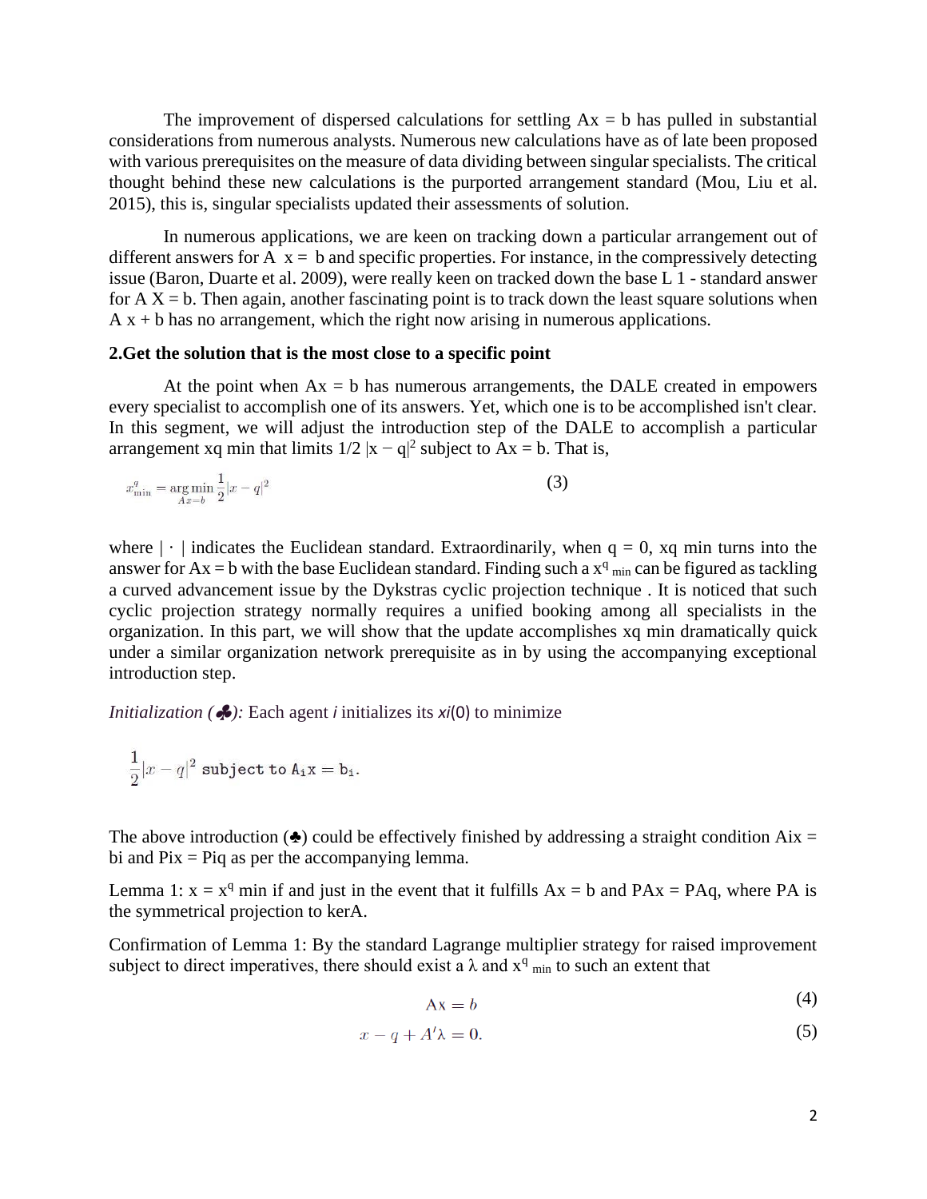The improvement of dispersed calculations for settling $Ax = b$ has pulled in substantial considerations from numerous analysts. Numerous new calculations have as of late been proposed with various prerequisites on the measure of data dividing between singular specialists. The critical thought behind these new calculations is the purported arrangement standard (Mou, Liu et al. 2015), this is, singular specialists updated their assessments of solution.

In numerous applications, we are keen on tracking down a particular arrangement out of different answers for $A\ x = b$ and specific properties. For instance, in the compressively detecting issue (Baron, Duarte et al. 2009), were really keen on tracked down the base L 1 - standard answer for $A X = b$. Then again, another fascinating point is to track down the least square solutions when $A x + b$ has no arrangement, which the right now arising in numerous applications.

**2.Get the solution that is the most close to a specific point**

At the point when $Ax = b$ has numerous arrangements, the DALE created in empowers every specialist to accomplish one of its answers. Yet, which one is to be accomplished isn't clear. In this segment, we will adjust the introduction step of the DALE to accomplish a particular arrangement xq min that limits $1/2\ |x - q|^2$ subject to $Ax = b$. That is,

$$x^q_{\min} = \arg\min_{Ax=b} \frac{1}{2}|x - q|^2 \tag{3}$$

where $|\cdot|$ indicates the Euclidean standard. Extraordinarily, when $q = 0$, xq min turns into the answer for $Ax = b$ with the base Euclidean standard. Finding such a $x^q_{\min}$ can be figured as tackling a curved advancement issue by the Dykstras cyclic projection technique . It is noticed that such cyclic projection strategy normally requires a unified booking among all specialists in the organization. In this part, we will show that the update accomplishes xq min dramatically quick under a similar organization network prerequisite as in by using the accompanying exceptional introduction step.

*Initialization (♣):* Each agent *i* initializes its $x_i(0)$ to minimize

$$\frac{1}{2}|x - q|^2 \text{ subject to } A_i x = b_i.$$

The above introduction (♣) could be effectively finished by addressing a straight condition $A_i x = b_i$ and $P_i x = P_i q$ as per the accompanying lemma.

Lemma 1: $x = x^q_{\min}$ if and just in the event that it fulfills $Ax = b$ and $P_A x = P_A q$, where $P_A$ is the symmetrical projection to kerA.

Confirmation of Lemma 1: By the standard Lagrange multiplier strategy for raised improvement subject to direct imperatives, there should exist a $\lambda$ and $x^q_{\min}$ to such an extent that

$$Ax = b \tag{4}$$

$$x - q + A'\lambda = 0. \tag{5}$$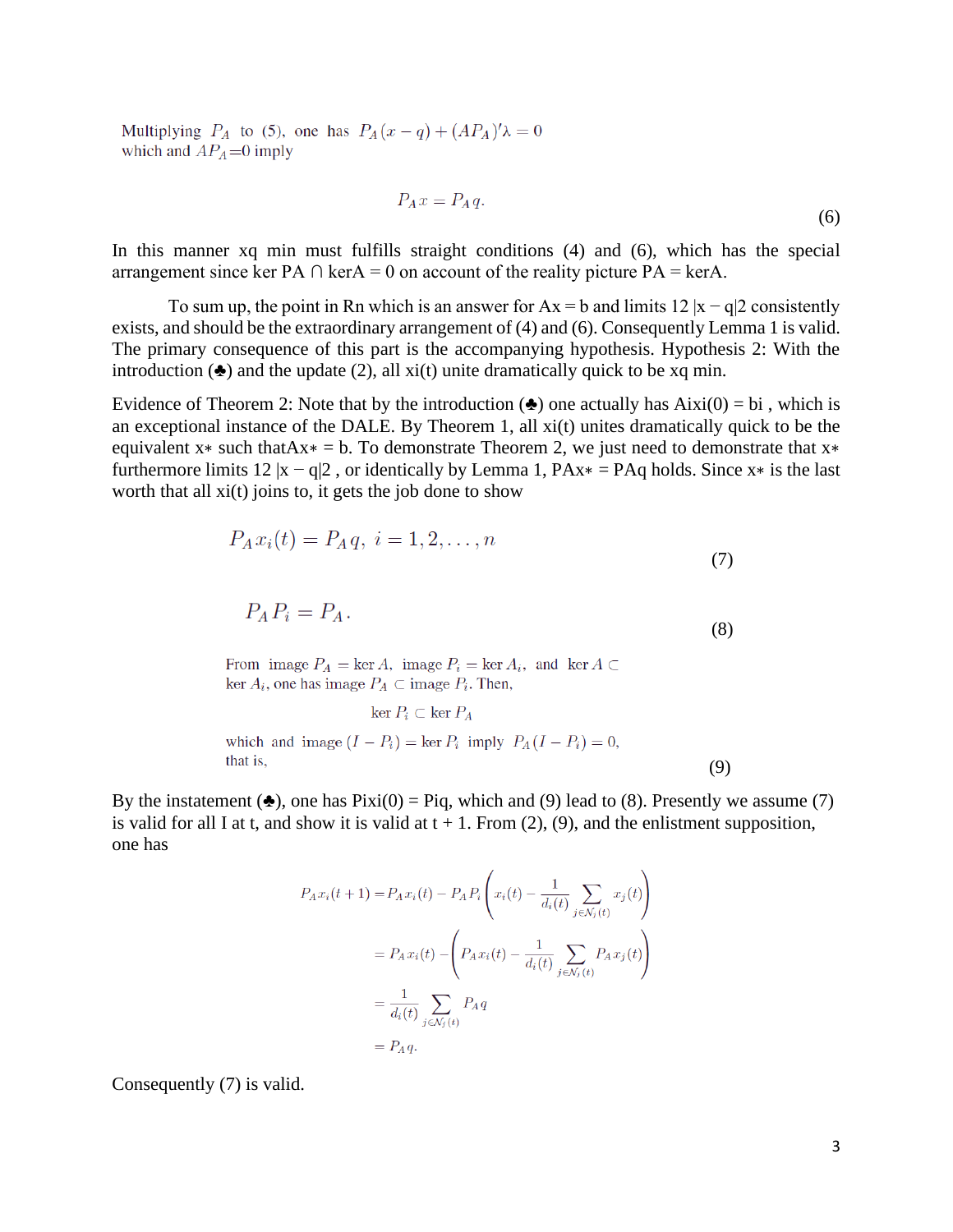Multiplying $P_A$ to (5), one has $P_A(x-q)+(AP_A)'\lambda=0$ which and $AP_A$=0 imply

$$P_A x = P_A q. \tag{6}$$

In this manner xq min must fulfills straight conditions (4) and (6), which has the special arrangement since ker PA ∩ kerA = 0 on account of the reality picture PA = kerA.

To sum up, the point in Rn which is an answer for Ax = b and limits 12 |x − q|2 consistently exists, and should be the extraordinary arrangement of (4) and (6). Consequently Lemma 1 is valid. The primary consequence of this part is the accompanying hypothesis. Hypothesis 2: With the introduction (♣) and the update (2), all xi(t) unite dramatically quick to be xq min.

Evidence of Theorem 2: Note that by the introduction (♣) one actually has Aixi(0) = bi , which is an exceptional instance of the DALE. By Theorem 1, all xi(t) unites dramatically quick to be the equivalent x∗ such thatAx∗ = b. To demonstrate Theorem 2, we just need to demonstrate that x∗ furthermore limits 12 |x − q|2 , or identically by Lemma 1, PAx∗ = PAq holds. Since x∗ is the last worth that all xi(t) joins to, it gets the job done to show

$$P_A x_i(t) = P_A q,\ i = 1, 2, \ldots, n \tag{7}$$

$$P_A P_i = P_A. \tag{8}$$

From image $P_A = \ker A$, image $P_i = \ker A_i$, and $\ker A \subset \ker A_i$, one has image $P_A \subset$ image $P_i$. Then,

$$\ker P_i \subset \ker P_A$$

which and image $(I-P_i) = \ker P_i$ imply $P_A(I-P_i)=0$, that is,

(9)

By the instatement (♣), one has Pixi(0) = Piq, which and (9) lead to (8). Presently we assume (7) is valid for all I at t, and show it is valid at t + 1. From (2), (9), and the enlistment supposition, one has

$$\begin{aligned}
P_A x_i(t+1) &= P_A x_i(t) - P_A P_i\left(x_i(t) - \frac{1}{d_i(t)}\sum_{j\in\mathcal{N}_i(t)} x_j(t)\right)\\
&= P_A x_i(t) - \left(P_A x_i(t) - \frac{1}{d_i(t)}\sum_{j\in\mathcal{N}_i(t)} P_A x_j(t)\right)\\
&= \frac{1}{d_i(t)}\sum_{j\in\mathcal{N}_i(t)} P_A q\\
&= P_A q.
\end{aligned}$$

Consequently (7) is valid.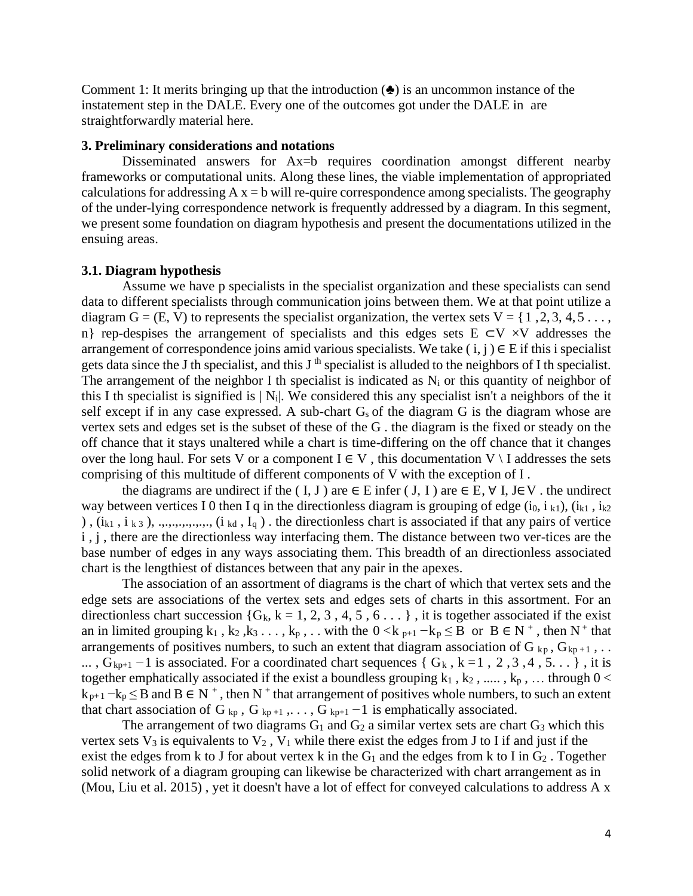Comment 1: It merits bringing up that the introduction (♣) is an uncommon instance of the instatement step in the DALE. Every one of the outcomes got under the DALE in are straightforwardly material here.

**3. Preliminary considerations and notations**

Disseminated answers for Ax=b requires coordination amongst different nearby frameworks or computational units. Along these lines, the viable implementation of appropriated calculations for addressing A x = b will re-quire correspondence among specialists. The geography of the under-lying correspondence network is frequently addressed by a diagram. In this segment, we present some foundation on diagram hypothesis and present the documentations utilized in the ensuing areas.

**3.1. Diagram hypothesis**

Assume we have p specialists in the specialist organization and these specialists can send data to different specialists through communication joins between them. We at that point utilize a diagram G = (E, V) to represents the specialist organization, the vertex sets V = { 1 ,2, 3, 4, 5 . . . , n} rep-despises the arrangement of specialists and this edges sets E ⊂V ×V addresses the arrangement of correspondence joins amid various specialists. We take ( i, j ) ∈ E if this i specialist gets data since the J th specialist, and this J th specialist is alluded to the neighbors of I th specialist. The arrangement of the neighbor I th specialist is indicated as $N_i$ or this quantity of neighbor of this I th specialist is signified is | $N_i$|. We considered this any specialist isn't a neighbors of the it self except if in any case expressed. A sub-chart $G_s$ of the diagram G is the diagram whose are vertex sets and edges set is the subset of these of the G . the diagram is the fixed or steady on the off chance that it stays unaltered while a chart is time-differing on the off chance that it changes over the long haul. For sets V or a component I ∈ V , this documentation V \ I addresses the sets comprising of this multitude of different components of V with the exception of I .

the diagrams are undirect if the ( I, J ) are ∈ E infer ( J, I ) are ∈ E, ∀ I, J∈V . the undirect way between vertices I 0 then I q in the directionless diagram is grouping of edge ($i_0$, $i_{k1}$), ($i_{k1}$ , $i_{k2}$ ) , ($i_{k1}$ , $i_{k3}$ ), .,.,.,.,.,.,.,., ($i_{kd}$ , $I_q$ ) . the directionless chart is associated if that any pairs of vertice i , j , there are the directionless way interfacing them. The distance between two ver-tices are the base number of edges in any ways associating them. This breadth of an directionless associated chart is the lengthiest of distances between that any pair in the apexes.

The association of an assortment of diagrams is the chart of which that vertex sets and the edge sets are associations of the vertex sets and edges sets of charts in this assortment. For an directionless chart succession {$G_k$, k = 1, 2, 3 , 4, 5 , 6 . . . } , it is together associated if the exist an in limited grouping $k_1$ , $k_2$ ,$k_3$ . . . , $k_p$ , . . with the $0 < k_{p+1} - k_p \leq B$ or $B \in N^+$ , then $N^+$ that arrangements of positives numbers, to such an extent that diagram association of $G_{kp}$ , $G_{kp+1}$ , . . ... , $G_{kp+1} - 1$ is associated. For a coordinated chart sequences { $G_k$ , k =1 , 2 ,3 ,4 , 5. . . } , it is together emphatically associated if the exist a boundless grouping $k_1$ , $k_2$ , ..... , $k_p$ , … through $0 < k_{p+1} - k_p \leq B$ and $B \in N^+$ , then $N^+$ that arrangement of positives whole numbers, to such an extent that chart association of $G_{kp}$ , $G_{kp+1}$ ,. . . , $G_{kp+1} - 1$ is emphatically associated.

The arrangement of two diagrams $G_1$ and $G_2$ a similar vertex sets are chart $G_3$ which this vertex sets $V_3$ is equivalents to $V_2$ , $V_1$ while there exist the edges from J to I if and just if the exist the edges from k to J for about vertex k in the $G_1$ and the edges from k to I in $G_2$ . Together solid network of a diagram grouping can likewise be characterized with chart arrangement as in (Mou, Liu et al. 2015) , yet it doesn't have a lot of effect for conveyed calculations to address A x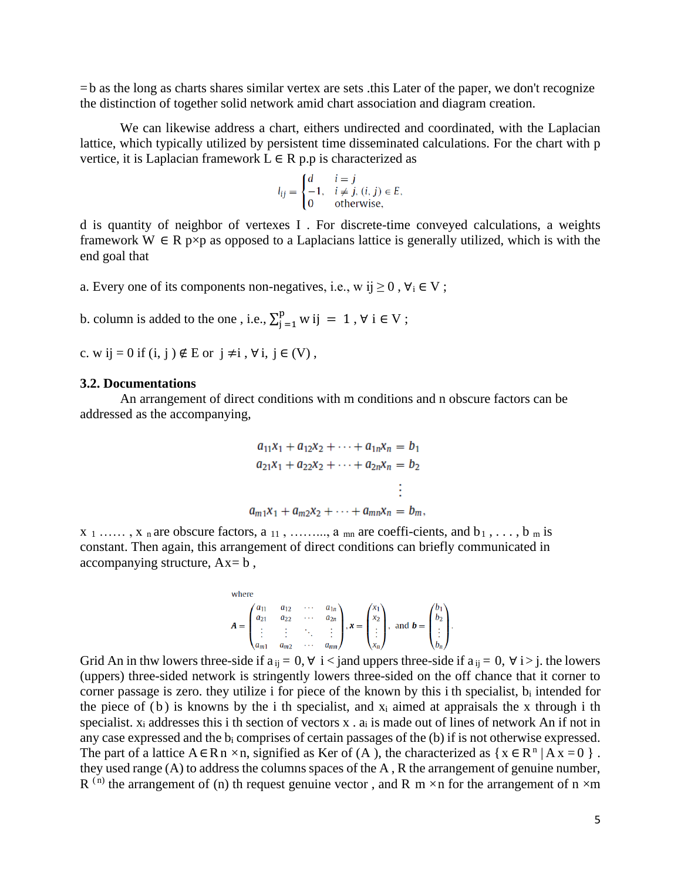=b as the long as charts shares similar vertex are sets .this Later of the paper, we don't recognize the distinction of together solid network amid chart association and diagram creation.

We can likewise address a chart, eithers undirected and coordinated, with the Laplacian lattice, which typically utilized by persistent time disseminated calculations. For the chart with p vertice, it is Laplacian framework $L \in R$ p.p is characterized as

$$l_{ij} = \begin{cases} d & i = j \\ -1, & i \neq j, (i, j) \in E, \\ 0 & \text{otherwise,} \end{cases}$$

d is quantity of neighbor of vertexes I . For discrete-time conveyed calculations, a weights framework $W \in R$ p×p as opposed to a Laplacians lattice is generally utilized, which is with the end goal that

a. Every one of its components non-negatives, i.e., $w_{ij} \geq 0$ , $\forall_i \in V$ ;

b. column is added to the one , i.e., $\sum_{j=1}^{p} w_{ij} = 1$ , $\forall$ i $\in$ V ;

c. $w_{ij} = 0$ if $(i, j) \notin E$ or $j \neq i$ , $\forall i, j \in (V)$ ,

### 3.2. Documentations

An arrangement of direct conditions with m conditions and n obscure factors can be addressed as the accompanying,

$$\begin{aligned} a_{11}x_1 + a_{12}x_2 + \cdots + a_{1n}x_n &= b_1 \\ a_{21}x_1 + a_{22}x_2 + \cdots + a_{2n}x_n &= b_2 \\ &\vdots \\ a_{m1}x_1 + a_{m2}x_2 + \cdots + a_{mn}x_n &= b_m, \end{aligned}$$

$x_1$ …… , $x_n$ are obscure factors, $a_{11}$ , …….., $a_{mn}$ are coeffi-cients, and $b_1$ , . . . , $b_m$ is constant. Then again, this arrangement of direct conditions can briefly communicated in accompanying structure, Ax= b ,

where

$$A = \begin{pmatrix} a_{11} & a_{12} & \cdots & a_{1n} \\ a_{21} & a_{22} & \cdots & a_{2n} \\ \vdots & \vdots & \ddots & \vdots \\ a_{m1} & a_{m2} & \cdots & a_{mn} \end{pmatrix}, x = \begin{pmatrix} x_1 \\ x_2 \\ \vdots \\ x_n \end{pmatrix}, \text{ and } b = \begin{pmatrix} b_1 \\ b_2 \\ \vdots \\ b_n \end{pmatrix}.$$

Grid An in thw lowers three-side if $a_{ij} = 0$, $\forall$ i < jand uppers three-side if $a_{ij} = 0$, $\forall$ i > j. the lowers (uppers) three-sided network is stringently lowers three-sided on the off chance that it corner to corner passage is zero. they utilize i for piece of the known by this i th specialist, $b_i$ intended for the piece of (b) is knowns by the i th specialist, and $x_i$ aimed at appraisals the x through i th specialist. $x_i$ addresses this i th section of vectors x . $a_i$ is made out of lines of network An if not in any case expressed and the $b_i$ comprises of certain passages of the (b) if is not otherwise expressed. The part of a lattice $A \in R$ n ×n, signified as Ker of (A ), the characterized as $\{ x \in R^n \mid A x = 0 \}$ . they used range (A) to address the columns spaces of the A , R the arrangement of genuine number, $R^{(n)}$ the arrangement of (n) th request genuine vector , and R m ×n for the arrangement of n ×m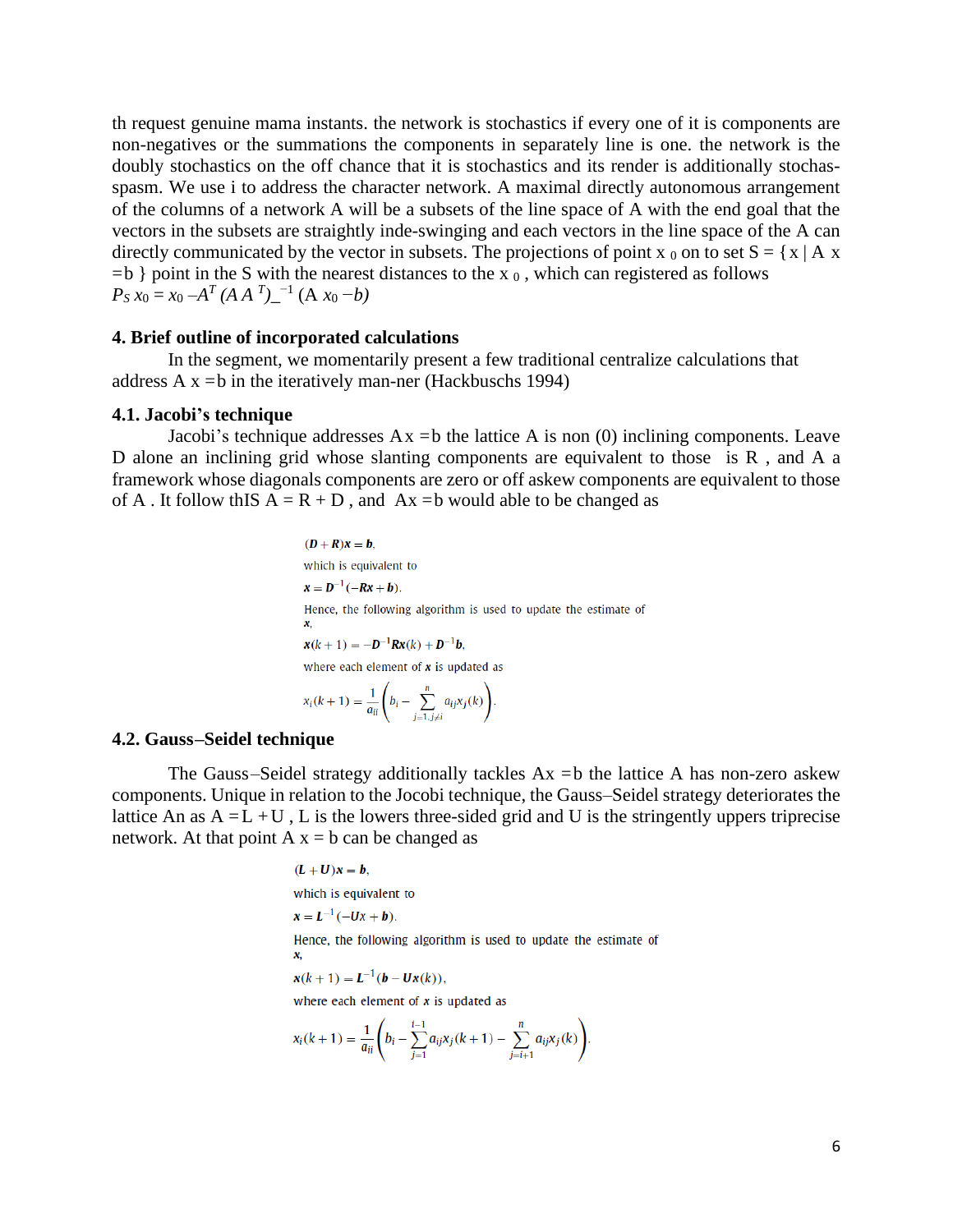th request genuine mama instants. the network is stochastics if every one of it is components are non-negatives or the summations the components in separately line is one. the network is the doubly stochastics on the off chance that it is stochastics and its render is additionally stochas-spasm. We use i to address the character network. A maximal directly autonomous arrangement of the columns of a network A will be a subsets of the line space of A with the end goal that the vectors in the subsets are straightly inde-swinging and each vectors in the line space of the A can directly communicated by the vector in subsets. The projections of point $x_0$ on to set $S = \{x \mid A\,x = b\}$ point in the S with the nearest distances to the $x_0$, which can registered as follows
$P_S\, x_0 = x_0 - A^T (A\, A^T)\_^{-1} (A\, x_0 - b)$

### 4. Brief outline of incorporated calculations

In the segment, we momentarily present a few traditional centralize calculations that address $A\,x = b$ in the iteratively man-ner (Hackbuschs 1994)

### 4.1. Jacobi's technique

Jacobi's technique addresses $A\,x = b$ the lattice A is non (0) inclining components. Leave D alone an inclining grid whose slanting components are equivalent to those is R , and A a framework whose diagonals components are zero or off askew components are equivalent to those of A . It follow thIS $A = R + D$ , and $Ax = b$ would able to be changed as

$$(\boldsymbol{D} + \boldsymbol{R})\boldsymbol{x} = \boldsymbol{b},$$

which is equivalent to

$$\boldsymbol{x} = \boldsymbol{D}^{-1}(-\boldsymbol{R}\boldsymbol{x} + \boldsymbol{b}).$$

Hence, the following algorithm is used to update the estimate of $\boldsymbol{x}$,

$$\boldsymbol{x}(k+1) = -\boldsymbol{D}^{-1}\boldsymbol{R}\boldsymbol{x}(k) + \boldsymbol{D}^{-1}\boldsymbol{b},$$

where each element of $\boldsymbol{x}$ is updated as

$$x_i(k+1) = \frac{1}{a_{ii}}\left(b_i - \sum_{j=1, j\neq i}^{n} a_{ij}x_j(k)\right).$$

### 4.2. Gauss–Seidel technique

The Gauss–Seidel strategy additionally tackles $Ax = b$ the lattice A has non-zero askew components. Unique in relation to the Jocobi technique, the Gauss–Seidel strategy deteriorates the lattice An as $A = L + U$ , L is the lowers three-sided grid and U is the stringently uppers triprecise network. At that point $A\,x = b$ can be changed as

$$(\boldsymbol{L} + \boldsymbol{U})\boldsymbol{x} = \boldsymbol{b},$$

which is equivalent to

$$\boldsymbol{x} = \boldsymbol{L}^{-1}(-\boldsymbol{U}x + \boldsymbol{b}).$$

Hence, the following algorithm is used to update the estimate of $\boldsymbol{x}$,

$$\boldsymbol{x}(k+1) = \boldsymbol{L}^{-1}(\boldsymbol{b} - \boldsymbol{U}\boldsymbol{x}(k)),$$

where each element of $\boldsymbol{x}$ is updated as

$$x_i(k+1) = \frac{1}{a_{ii}}\left(b_i - \sum_{j=1}^{i-1} a_{ij}x_j(k+1) - \sum_{j=i+1}^{n} a_{ij}x_j(k)\right).$$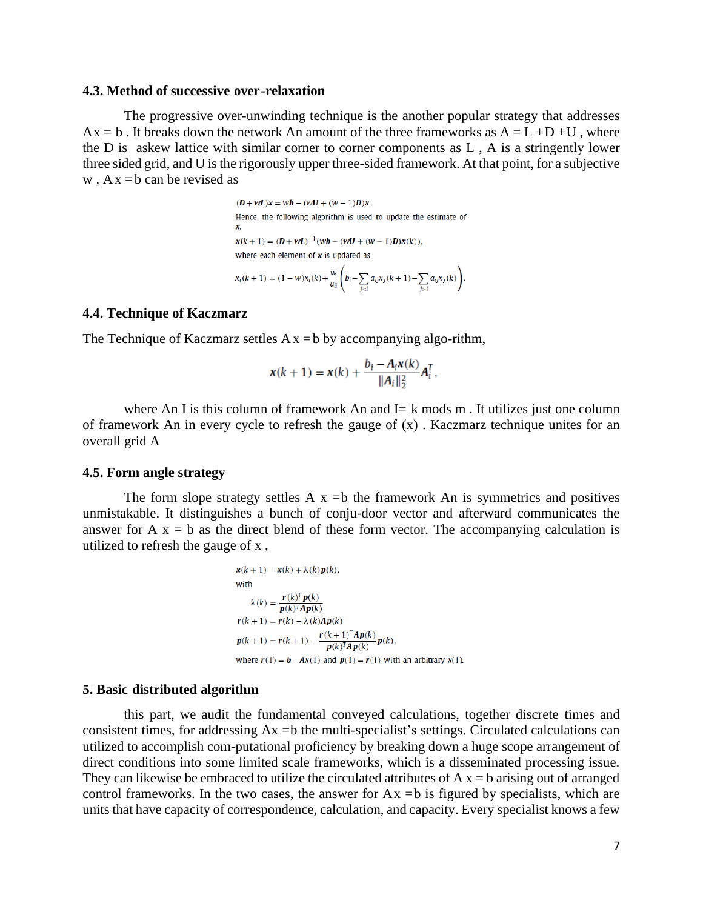### 4.3. Method of successive over-relaxation

The progressive over-unwinding technique is the another popular strategy that addresses $Ax = b$. It breaks down the network An amount of the three frameworks as $A = L + D + U$, where the D is askew lattice with similar corner to corner components as L, A is a stringently lower three sided grid, and U is the rigorously upper three-sided framework. At that point, for a subjective w, $Ax = b$ can be revised as

$$(\boldsymbol{D} + w\boldsymbol{L})\boldsymbol{x} = w\boldsymbol{b} - (w\boldsymbol{U} + (w-1)\boldsymbol{D})\boldsymbol{x}.$$

Hence, the following algorithm is used to update the estimate of $\boldsymbol{x}$,

$$\boldsymbol{x}(k+1) = (\boldsymbol{D} + w\boldsymbol{L})^{-1}(w\boldsymbol{b} - (w\boldsymbol{U} + (w-1)\boldsymbol{D})\boldsymbol{x}(k)),$$

where each element of $\boldsymbol{x}$ is updated as

$$x_i(k+1) = (1-w)x_i(k) + \frac{w}{a_{ii}}\left(b_i - \sum_{j<i} a_{ij}x_j(k+1) - \sum_{j>i} a_{ij}x_j(k)\right).$$

### 4.4. Technique of Kaczmarz

The Technique of Kaczmarz settles $Ax = b$ by accompanying algo-rithm,

$$\boldsymbol{x}(k+1) = \boldsymbol{x}(k) + \frac{b_i - \boldsymbol{A}_i\boldsymbol{x}(k)}{\|\boldsymbol{A}_i\|_2^2}\boldsymbol{A}_i^T,$$

where An I is this column of framework An and I= k mods m . It utilizes just one column of framework An in every cycle to refresh the gauge of (x) . Kaczmarz technique unites for an overall grid A

### 4.5. Form angle strategy

The form slope strategy settles $Ax = b$ the framework An is symmetrics and positives unmistakable. It distinguishes a bunch of conju-door vector and afterward communicates the answer for $Ax = b$ as the direct blend of these form vector. The accompanying calculation is utilized to refresh the gauge of x ,

$$\boldsymbol{x}(k+1) = \boldsymbol{x}(k) + \lambda(k)\boldsymbol{p}(k),$$

with

$$\lambda(k) = \frac{\boldsymbol{r}(k)^T\boldsymbol{p}(k)}{\boldsymbol{p}(k)^T\boldsymbol{A}\boldsymbol{p}(k)}$$

$$\boldsymbol{r}(k+1) = \boldsymbol{r}(k) - \lambda(k)\boldsymbol{A}\boldsymbol{p}(k)$$

$$\boldsymbol{p}(k+1) = \boldsymbol{r}(k+1) - \frac{\boldsymbol{r}(k+1)^T\boldsymbol{A}\boldsymbol{p}(k)}{\boldsymbol{p}(k)^T\boldsymbol{A}\boldsymbol{p}(k)}\boldsymbol{p}(k).$$

where $\boldsymbol{r}(1) = \boldsymbol{b} - \boldsymbol{A}\boldsymbol{x}(1)$ and $\boldsymbol{p}(1) = \boldsymbol{r}(1)$ with an arbitrary $\boldsymbol{x}(1)$.

## 5. Basic distributed algorithm

this part, we audit the fundamental conveyed calculations, together discrete times and consistent times, for addressing $Ax = b$ the multi-specialist's settings. Circulated calculations can utilized to accomplish com-putational proficiency by breaking down a huge scope arrangement of direct conditions into some limited scale frameworks, which is a disseminated processing issue. They can likewise be embraced to utilize the circulated attributes of $Ax = b$ arising out of arranged control frameworks. In the two cases, the answer for $Ax = b$ is figured by specialists, which are units that have capacity of correspondence, calculation, and capacity. Every specialist knows a few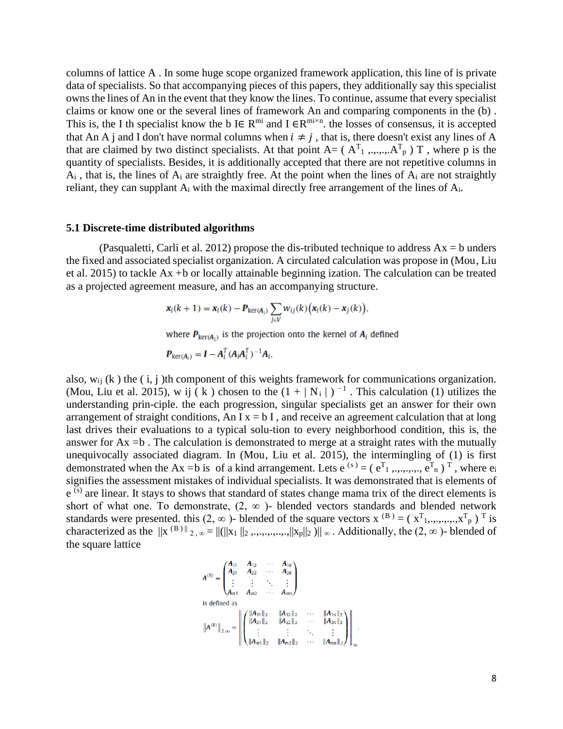columns of lattice A . In some huge scope organized framework application, this line of is private data of specialists. So that accompanying pieces of this papers, they additionally say this specialist owns the lines of An in the event that they know the lines. To continue, assume that every specialist claims or know one or the several lines of framework An and comparing components in the (b) . This is, the I th specialist know the b I∈ $R^{mi}$ and I ∈$R^{mi\times n}$. the losses of consensus, it is accepted that An A j and I don't have normal columns when $i \neq j$ , that is, there doesn't exist any lines of A that are claimed by two distinct specialists. At that point A= ( $A^T{}_1$ ,.,.,.,.$A^T{}_p$ ) T , where p is the quantity of specialists. Besides, it is additionally accepted that there are not repetitive columns in $A_i$ , that is, the lines of $A_i$ are straightly free. At the point when the lines of $A_i$ are not straightly reliant, they can supplant $A_i$ with the maximal directly free arrangement of the lines of $A_i$.

### 5.1 Discrete-time distributed algorithms

(Pasqualetti, Carli et al. 2012) propose the dis-tributed technique to address Ax = b unders the fixed and associated specialist organization. A circulated calculation was propose in (Mou, Liu et al. 2015) to tackle Ax +b or locally attainable beginning ization. The calculation can be treated as a projected agreement measure, and has an accompanying structure.

$$\boldsymbol{x}_i(k+1) = \boldsymbol{x}_i(k) - \boldsymbol{P}_{\ker(\boldsymbol{A}_i)} \sum_{j \in V} w_{ij}(k)\big(\boldsymbol{x}_i(k) - \boldsymbol{x}_j(k)\big),$$

where $\boldsymbol{P}_{\ker(\boldsymbol{A}_i)}$ is the projection onto the kernel of $\boldsymbol{A}_i$ defined

$$\boldsymbol{P}_{\ker(\boldsymbol{A}_i)} = \boldsymbol{I} - \boldsymbol{A}_i^T(\boldsymbol{A}_i\boldsymbol{A}_i^T)^{-1}\boldsymbol{A}_i,$$

also, $w_{ij}$ (k ) the ( i, j )th component of this weights framework for communications organization. (Mou, Liu et al. 2015), w ij ( k ) chosen to the $(1 + |N_i|)^{-1}$ . This calculation (1) utilizes the understanding prin-ciple. the each progression, singular specialists get an answer for their own arrangement of straight conditions, An I x = b I , and receive an agreement calculation that at long last drives their evaluations to a typical solu-tion to every neighborhood condition, this is, the answer for Ax =b . The calculation is demonstrated to merge at a straight rates with the mutually unequivocally associated diagram. In (Mou, Liu et al. 2015), the intermingling of (1) is first demonstrated when the Ax =b is of a kind arrangement. Lets $e^{(s)} = (e^T{}_1 ,.,.,.,.,.,., e^T{}_n)^T$ , where $e_i$ signifies the assessment mistakes of individual specialists. It was demonstrated that is elements of $e^{(s)}$ are linear. It stays to shows that standard of states change mama trix of the direct elements is short of what one. To demonstrate, (2, ∞ )- blended vectors standards and blended network standards were presented. this (2, ∞ )- blended of the square vectors $x^{(B)} = (x^T{}_1,.,.,.,.,.,.,x^T{}_p)^T$ is characterized as the $\|x^{(B)}\|_{2,\infty} = \|(\|x_1\|_2 ,.,.,.,.,.,.,.,\|x_p\|_2)\|_\infty$ . Additionally, the (2, ∞ )- blended of the square lattice

$$\boldsymbol{A}^{(B)} = \begin{pmatrix} \boldsymbol{A}_{11} & \boldsymbol{A}_{12} & \cdots & \boldsymbol{A}_{1n} \\ \boldsymbol{A}_{21} & \boldsymbol{A}_{22} & \cdots & \boldsymbol{A}_{2n} \\ \vdots & \vdots & \ddots & \vdots \\ \boldsymbol{A}_{m1} & \boldsymbol{A}_{m2} & \cdots & \boldsymbol{A}_{mn} \end{pmatrix}$$

is defined as

$$\|\boldsymbol{A}^{(B)}\|_{2,\infty} = \left\| \begin{pmatrix} \|\boldsymbol{A}_{11}\|_2 & \|\boldsymbol{A}_{12}\|_2 & \cdots & \|\boldsymbol{A}_{1n}\|_2 \\ \|\boldsymbol{A}_{21}\|_2 & \|\boldsymbol{A}_{22}\|_2 & \cdots & \|\boldsymbol{A}_{2n}\|_2 \\ \vdots & \vdots & \ddots & \vdots \\ \|\boldsymbol{A}_{m1}\|_2 & \|\boldsymbol{A}_{m2}\|_2 & \cdots & \|\boldsymbol{A}_{mn}\|_2 \end{pmatrix} \right\|_\infty.$$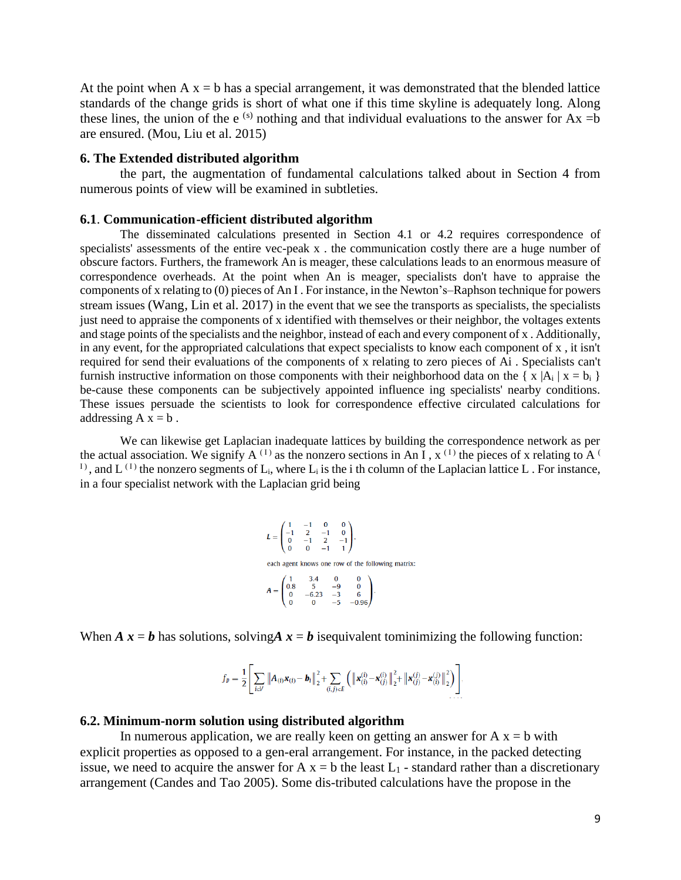At the point when A x = b has a special arrangement, it was demonstrated that the blended lattice standards of the change grids is short of what one if this time skyline is adequately long. Along these lines, the union of the e $^{(s)}$ nothing and that individual evaluations to the answer for Ax =b are ensured. (Mou, Liu et al. 2015)

### 6. The Extended distributed algorithm

the part, the augmentation of fundamental calculations talked about in Section 4 from numerous points of view will be examined in subtleties.

#### 6.1. Communication-efficient distributed algorithm

The disseminated calculations presented in Section 4.1 or 4.2 requires correspondence of specialists' assessments of the entire vec-peak x . the communication costly there are a huge number of obscure factors. Furthers, the framework An is meager, these calculations leads to an enormous measure of correspondence overheads. At the point when An is meager, specialists don't have to appraise the components of x relating to (0) pieces of An I . For instance, in the Newton's–Raphson technique for powers stream issues (Wang, Lin et al. 2017) in the event that we see the transports as specialists, the specialists just need to appraise the components of x identified with themselves or their neighbor, the voltages extents and stage points of the specialists and the neighbor, instead of each and every component of x . Additionally, in any event, for the appropriated calculations that expect specialists to know each component of x , it isn't required for send their evaluations of the components of x relating to zero pieces of Ai . Specialists can't furnish instructive information on those components with their neighborhood data on the { x $|A_i|$ x = $b_i$ } be-cause these components can be subjectively appointed influence ing specialists' nearby conditions. These issues persuade the scientists to look for correspondence effective circulated calculations for addressing A x = b .

We can likewise get Laplacian inadequate lattices by building the correspondence network as per the actual association. We signify A $^{(I)}$ as the nonzero sections in An I , x $^{(I)}$ the pieces of x relating to A $^{(I)}$, and L $^{(I)}$ the nonzero segments of $L_i$, where $L_i$ is the i th column of the Laplacian lattice L . For instance, in a four specialist network with the Laplacian grid being

$$
L = \begin{pmatrix} 1 & -1 & 0 & 0 \\ -1 & 2 & -1 & 0 \\ 0 & -1 & 2 & -1 \\ 0 & 0 & -1 & 1 \end{pmatrix},
$$

each agent knows one row of the following matrix:

$$
A = \begin{pmatrix} 1 & 3.4 & 0 & 0 \\ 0.8 & 5 & -9 & 0 \\ 0 & -6.23 & -3 & 6 \\ 0 & 0 & -5 & -0.96 \end{pmatrix}.
$$

When $\boldsymbol{A}\,\boldsymbol{x} = \boldsymbol{b}$ has solutions, solving $\boldsymbol{A}\,\boldsymbol{x} = \boldsymbol{b}$ isequivalent tominimizing the following function:

$$
f_P = \frac{1}{2}\left[\sum_{i\in V}\left\|A_{(i)}\boldsymbol{x}_{(i)} - \boldsymbol{b}_i\right\|_2^2 + \sum_{(i,j)\in E}\left(\left\|\boldsymbol{x}_{(i)}^{(i)} - \boldsymbol{x}_{(j)}^{(i)}\right\|_2^2 + \left\|\boldsymbol{x}_{(j)}^{(j)} - \boldsymbol{x}_{(i)}^{(j)}\right\|_2^2\right)\right].
$$

#### 6.2. Minimum-norm solution using distributed algorithm

In numerous application, we are really keen on getting an answer for A x = b with explicit properties as opposed to a gen-eral arrangement. For instance, in the packed detecting issue, we need to acquire the answer for A x = b the least $L_1$ - standard rather than a discretionary arrangement (Candes and Tao 2005). Some dis-tributed calculations have the propose in the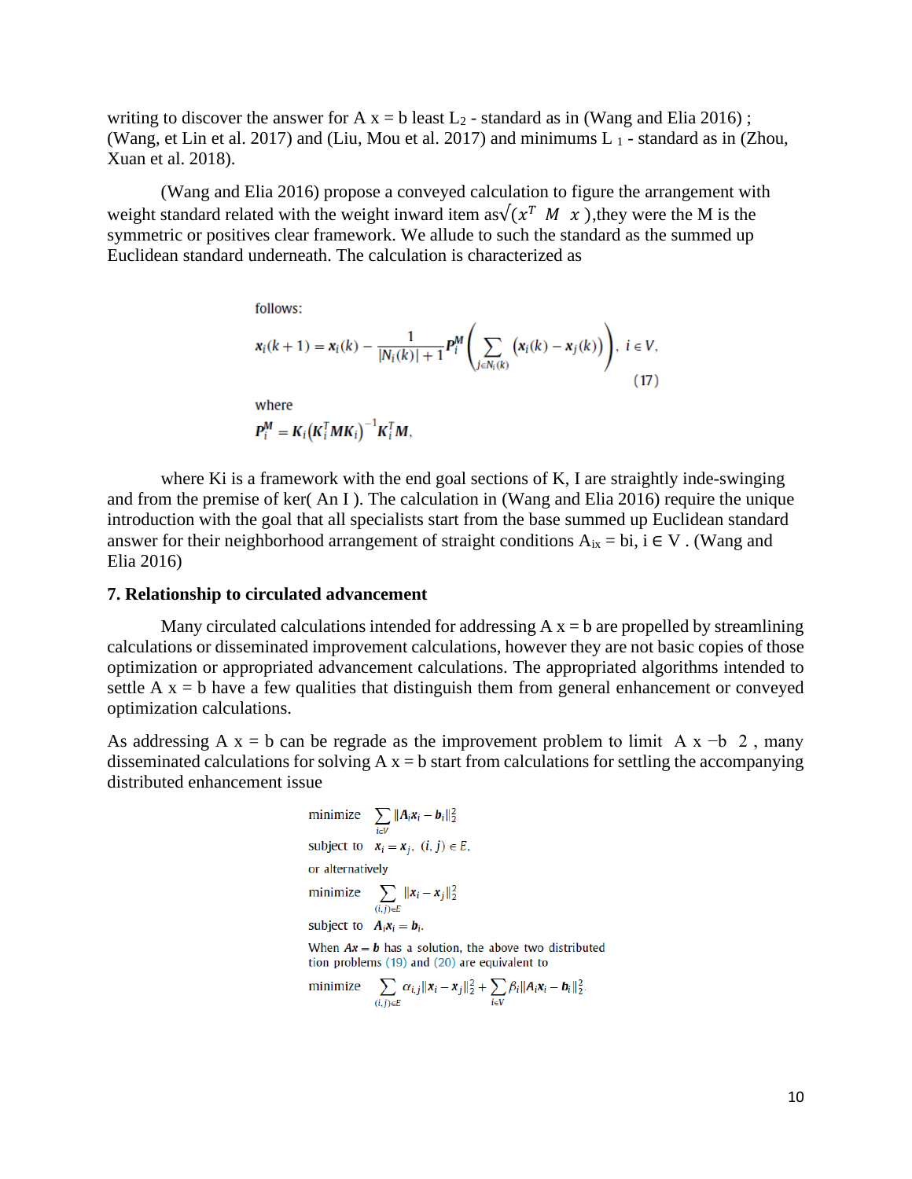writing to discover the answer for A x = b least $L_2$ - standard as in (Wang and Elia 2016) ; (Wang, et Lin et al. 2017) and (Liu, Mou et al. 2017) and minimums $L_1$ - standard as in (Zhou, Xuan et al. 2018).

(Wang and Elia 2016) propose a conveyed calculation to figure the arrangement with weight standard related with the weight inward item as$\sqrt{(x^T \ M \ x\ )}$,they were the M is the symmetric or positives clear framework. We allude to such the standard as the summed up Euclidean standard underneath. The calculation is characterized as

follows:

$$\mathbf{x}_i(k+1) = \mathbf{x}_i(k) - \frac{1}{|N_i(k)|+1} P_i^M \left( \sum_{j \in N_i(k)} (\mathbf{x}_i(k) - \mathbf{x}_j(k)) \right), \ i \in V, \tag{17}$$

where

$$P_i^M = K_i \left( K_i^T M K_i \right)^{-1} K_i^T M,$$

where Ki is a framework with the end goal sections of K, I are straightly inde-swinging and from the premise of ker( An I ). The calculation in (Wang and Elia 2016) require the unique introduction with the goal that all specialists start from the base summed up Euclidean standard answer for their neighborhood arrangement of straight conditions $A_{ix}$ = bi, i ∈ V . (Wang and Elia 2016)

**7. Relationship to circulated advancement**

Many circulated calculations intended for addressing A x = b are propelled by streamlining calculations or disseminated improvement calculations, however they are not basic copies of those optimization or appropriated advancement calculations. The appropriated algorithms intended to settle A x = b have a few qualities that distinguish them from general enhancement or conveyed optimization calculations.

As addressing A x = b can be regrade as the improvement problem to limit A x −b 2 , many disseminated calculations for solving A x = b start from calculations for settling the accompanying distributed enhancement issue

$$\begin{aligned} &\text{minimize} \quad \sum_{i \in V} \|A_i \mathbf{x}_i - \mathbf{b}_i\|_2^2 \\ &\text{subject to} \quad \mathbf{x}_i = \mathbf{x}_j, \ (i,j) \in E, \end{aligned}$$

or alternatively

$$\begin{aligned} &\text{minimize} \quad \sum_{(i,j) \in E} \|\mathbf{x}_i - \mathbf{x}_j\|_2^2 \\ &\text{subject to} \quad A_i \mathbf{x}_i = \mathbf{b}_i. \end{aligned}$$

When $A\mathbf{x} = \mathbf{b}$ has a solution, the above two distributed tion problems (19) and (20) are equivalent to

$$\text{minimize} \quad \sum_{(i,j) \in E} \alpha_{i,j} \|\mathbf{x}_i - \mathbf{x}_j\|_2^2 + \sum_{i \in V} \beta_i \|A_i \mathbf{x}_i - \mathbf{b}_i\|_2^2.$$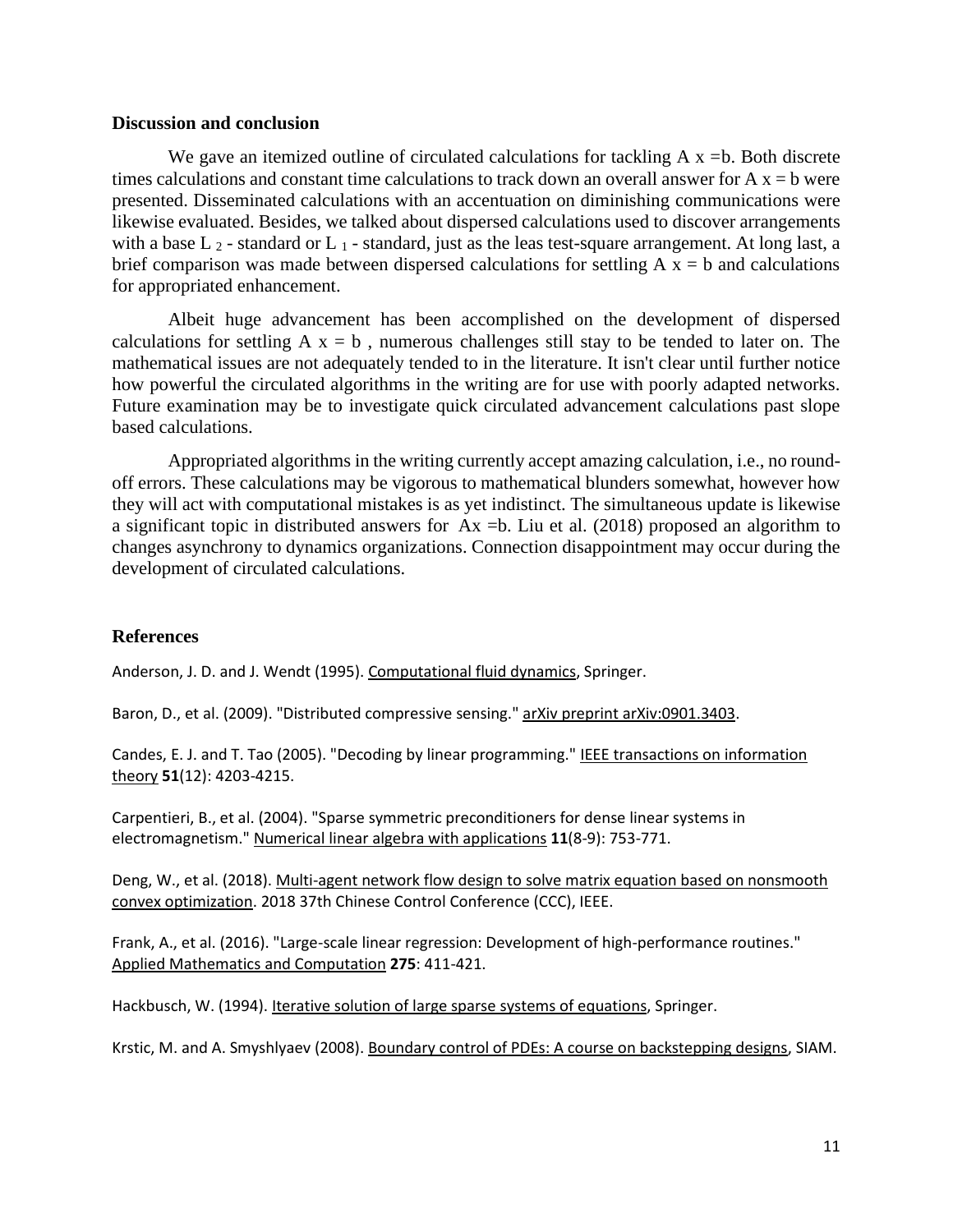## Discussion and conclusion

We gave an itemized outline of circulated calculations for tackling $A x = b$. Both discrete times calculations and constant time calculations to track down an overall answer for $A x = b$ were presented. Disseminated calculations with an accentuation on diminishing communications were likewise evaluated. Besides, we talked about dispersed calculations used to discover arrangements with a base $L_2$ - standard or $L_1$ - standard, just as the leas test-square arrangement. At long last, a brief comparison was made between dispersed calculations for settling $A x = b$ and calculations for appropriated enhancement.

Albeit huge advancement has been accomplished on the development of dispersed calculations for settling $A x = b$ , numerous challenges still stay to be tended to later on. The mathematical issues are not adequately tended to in the literature. It isn't clear until further notice how powerful the circulated algorithms in the writing are for use with poorly adapted networks. Future examination may be to investigate quick circulated advancement calculations past slope based calculations.

Appropriated algorithms in the writing currently accept amazing calculation, i.e., no round-off errors. These calculations may be vigorous to mathematical blunders somewhat, however how they will act with computational mistakes is as yet indistinct. The simultaneous update is likewise a significant topic in distributed answers for $Ax = b$. Liu et al. (2018) proposed an algorithm to changes asynchrony to dynamics organizations. Connection disappointment may occur during the development of circulated calculations.

## References

Anderson, J. D. and J. Wendt (1995). Computational fluid dynamics, Springer.

Baron, D., et al. (2009). "Distributed compressive sensing." arXiv preprint arXiv:0901.3403.

Candes, E. J. and T. Tao (2005). "Decoding by linear programming." IEEE transactions on information theory **51**(12): 4203-4215.

Carpentieri, B., et al. (2004). "Sparse symmetric preconditioners for dense linear systems in electromagnetism." Numerical linear algebra with applications **11**(8-9): 753-771.

Deng, W., et al. (2018). Multi-agent network flow design to solve matrix equation based on nonsmooth convex optimization. 2018 37th Chinese Control Conference (CCC), IEEE.

Frank, A., et al. (2016). "Large-scale linear regression: Development of high-performance routines." Applied Mathematics and Computation **275**: 411-421.

Hackbusch, W. (1994). Iterative solution of large sparse systems of equations, Springer.

Krstic, M. and A. Smyshlyaev (2008). Boundary control of PDEs: A course on backstepping designs, SIAM.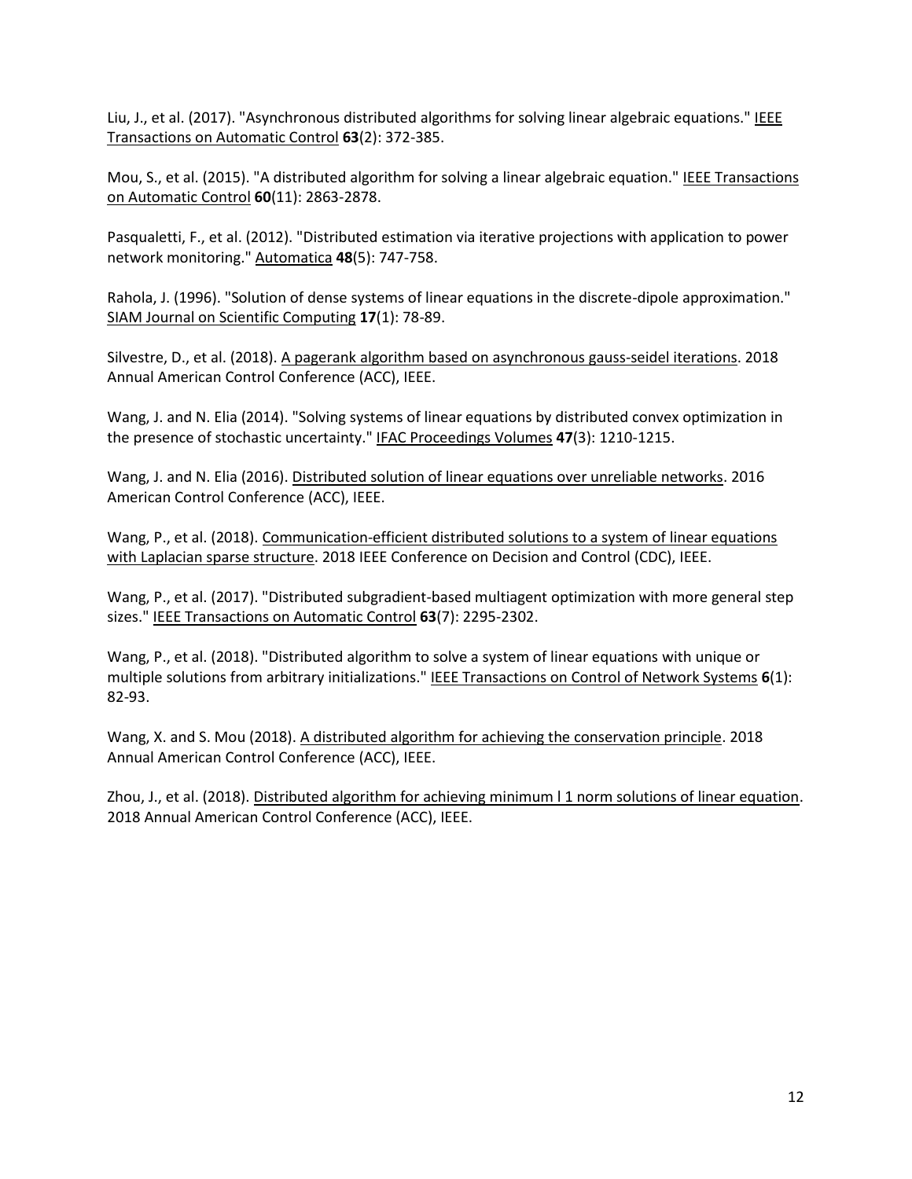Liu, J., et al. (2017). "Asynchronous distributed algorithms for solving linear algebraic equations." IEEE Transactions on Automatic Control **63**(2): 372-385.

Mou, S., et al. (2015). "A distributed algorithm for solving a linear algebraic equation." IEEE Transactions on Automatic Control **60**(11): 2863-2878.

Pasqualetti, F., et al. (2012). "Distributed estimation via iterative projections with application to power network monitoring." Automatica **48**(5): 747-758.

Rahola, J. (1996). "Solution of dense systems of linear equations in the discrete-dipole approximation." SIAM Journal on Scientific Computing **17**(1): 78-89.

Silvestre, D., et al. (2018). A pagerank algorithm based on asynchronous gauss-seidel iterations. 2018 Annual American Control Conference (ACC), IEEE.

Wang, J. and N. Elia (2014). "Solving systems of linear equations by distributed convex optimization in the presence of stochastic uncertainty." IFAC Proceedings Volumes **47**(3): 1210-1215.

Wang, J. and N. Elia (2016). Distributed solution of linear equations over unreliable networks. 2016 American Control Conference (ACC), IEEE.

Wang, P., et al. (2018). Communication-efficient distributed solutions to a system of linear equations with Laplacian sparse structure. 2018 IEEE Conference on Decision and Control (CDC), IEEE.

Wang, P., et al. (2017). "Distributed subgradient-based multiagent optimization with more general step sizes." IEEE Transactions on Automatic Control **63**(7): 2295-2302.

Wang, P., et al. (2018). "Distributed algorithm to solve a system of linear equations with unique or multiple solutions from arbitrary initializations." IEEE Transactions on Control of Network Systems **6**(1): 82-93.

Wang, X. and S. Mou (2018). A distributed algorithm for achieving the conservation principle. 2018 Annual American Control Conference (ACC), IEEE.

Zhou, J., et al. (2018). Distributed algorithm for achieving minimum l 1 norm solutions of linear equation. 2018 Annual American Control Conference (ACC), IEEE.